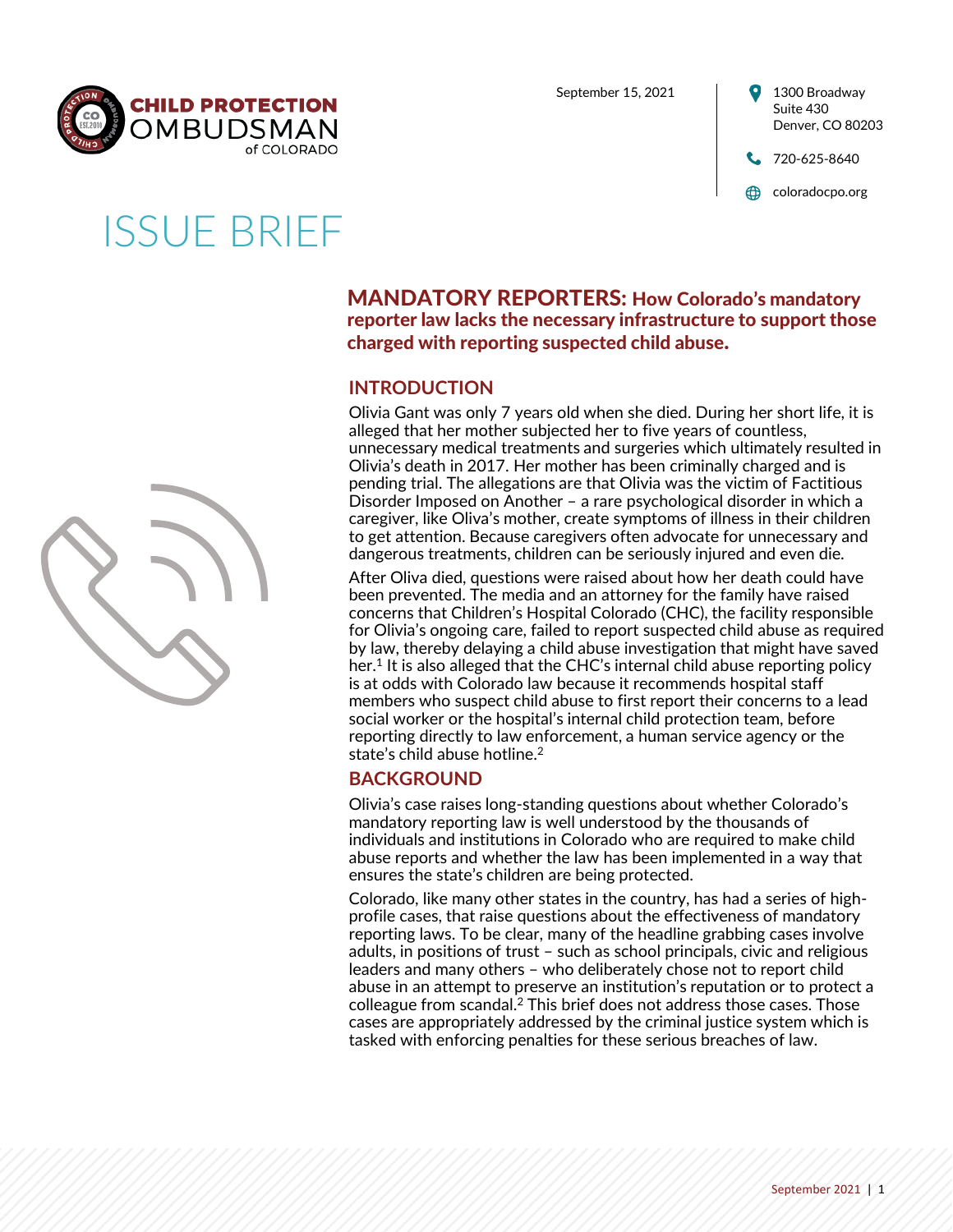CHILD PROTECTION OMBUDSMAN of COLORADO

September 15, 2021

1300 Broadway
Suite 430
Denver, CO 80203

720-625-8640

coloradocpo.org

# ISSUE BRIEF

## MANDATORY REPORTERS: How Colorado's mandatory reporter law lacks the necessary infrastructure to support those charged with reporting suspected child abuse.

### INTRODUCTION

Olivia Gant was only 7 years old when she died. During her short life, it is alleged that her mother subjected her to five years of countless, unnecessary medical treatments and surgeries which ultimately resulted in Olivia's death in 2017. Her mother has been criminally charged and is pending trial. The allegations are that Olivia was the victim of Factitious Disorder Imposed on Another – a rare psychological disorder in which a caregiver, like Oliva's mother, create symptoms of illness in their children to get attention. Because caregivers often advocate for unnecessary and dangerous treatments, children can be seriously injured and even die.

After Oliva died, questions were raised about how her death could have been prevented. The media and an attorney for the family have raised concerns that Children's Hospital Colorado (CHC), the facility responsible for Olivia's ongoing care, failed to report suspected child abuse as required by law, thereby delaying a child abuse investigation that might have saved her.[1] It is also alleged that the CHC's internal child abuse reporting policy is at odds with Colorado law because it recommends hospital staff members who suspect child abuse to first report their concerns to a lead social worker or the hospital's internal child protection team, before reporting directly to law enforcement, a human service agency or the state's child abuse hotline.[2]

### BACKGROUND

Olivia's case raises long-standing questions about whether Colorado's mandatory reporting law is well understood by the thousands of individuals and institutions in Colorado who are required to make child abuse reports and whether the law has been implemented in a way that ensures the state's children are being protected.

Colorado, like many other states in the country, has had a series of high-profile cases, that raise questions about the effectiveness of mandatory reporting laws. To be clear, many of the headline grabbing cases involve adults, in positions of trust – such as school principals, civic and religious leaders and many others – who deliberately chose not to report child abuse in an attempt to preserve an institution's reputation or to protect a colleague from scandal.[2] This brief does not address those cases. Those cases are appropriately addressed by the criminal justice system which is tasked with enforcing penalties for these serious breaches of law.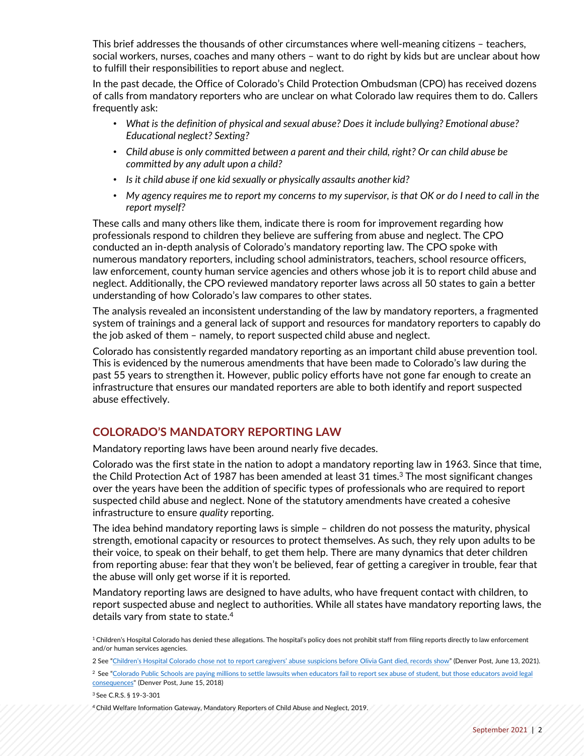This brief addresses the thousands of other circumstances where well-meaning citizens – teachers, social workers, nurses, coaches and many others – want to do right by kids but are unclear about how to fulfill their responsibilities to report abuse and neglect.

In the past decade, the Office of Colorado's Child Protection Ombudsman (CPO) has received dozens of calls from mandatory reporters who are unclear on what Colorado law requires them to do. Callers frequently ask:

- *What is the definition of physical and sexual abuse? Does it include bullying? Emotional abuse? Educational neglect? Sexting?*
- *Child abuse is only committed between a parent and their child, right? Or can child abuse be committed by any adult upon a child?*
- *Is it child abuse if one kid sexually or physically assaults another kid?*
- *My agency requires me to report my concerns to my supervisor, is that OK or do I need to call in the report myself?*

These calls and many others like them, indicate there is room for improvement regarding how professionals respond to children they believe are suffering from abuse and neglect. The CPO conducted an in-depth analysis of Colorado's mandatory reporting law. The CPO spoke with numerous mandatory reporters, including school administrators, teachers, school resource officers, law enforcement, county human service agencies and others whose job it is to report child abuse and neglect. Additionally, the CPO reviewed mandatory reporter laws across all 50 states to gain a better understanding of how Colorado's law compares to other states.

The analysis revealed an inconsistent understanding of the law by mandatory reporters, a fragmented system of trainings and a general lack of support and resources for mandatory reporters to capably do the job asked of them – namely, to report suspected child abuse and neglect.

Colorado has consistently regarded mandatory reporting as an important child abuse prevention tool. This is evidenced by the numerous amendments that have been made to Colorado's law during the past 55 years to strengthen it. However, public policy efforts have not gone far enough to create an infrastructure that ensures our mandated reporters are able to both identify and report suspected abuse effectively.

## COLORADO'S MANDATORY REPORTING LAW

Mandatory reporting laws have been around nearly five decades.

Colorado was the first state in the nation to adopt a mandatory reporting law in 1963. Since that time, the Child Protection Act of 1987 has been amended at least 31 times.[3] The most significant changes over the years have been the addition of specific types of professionals who are required to report suspected child abuse and neglect. None of the statutory amendments have created a cohesive infrastructure to ensure *quality* reporting.

The idea behind mandatory reporting laws is simple – children do not possess the maturity, physical strength, emotional capacity or resources to protect themselves. As such, they rely upon adults to be their voice, to speak on their behalf, to get them help. There are many dynamics that deter children from reporting abuse: fear that they won't be believed, fear of getting a caregiver in trouble, fear that the abuse will only get worse if it is reported.

Mandatory reporting laws are designed to have adults, who have frequent contact with children, to report suspected abuse and neglect to authorities. While all states have mandatory reporting laws, the details vary from state to state.[4]

[1] Children's Hospital Colorado has denied these allegations. The hospital's policy does not prohibit staff from filing reports directly to law enforcement and/or human services agencies.

2 See "Children's Hospital Colorado chose not to report caregivers' abuse suspicions before Olivia Gant died, records show" (Denver Post, June 13, 2021).

[2] See "Colorado Public Schools are paying millions to settle lawsuits when educators fail to report sex abuse of student, but those educators avoid legal consequences" (Denver Post, June 15, 2018)

[3] See C.R.S. § 19-3-301

[4] Child Welfare Information Gateway, Mandatory Reporters of Child Abuse and Neglect, 2019.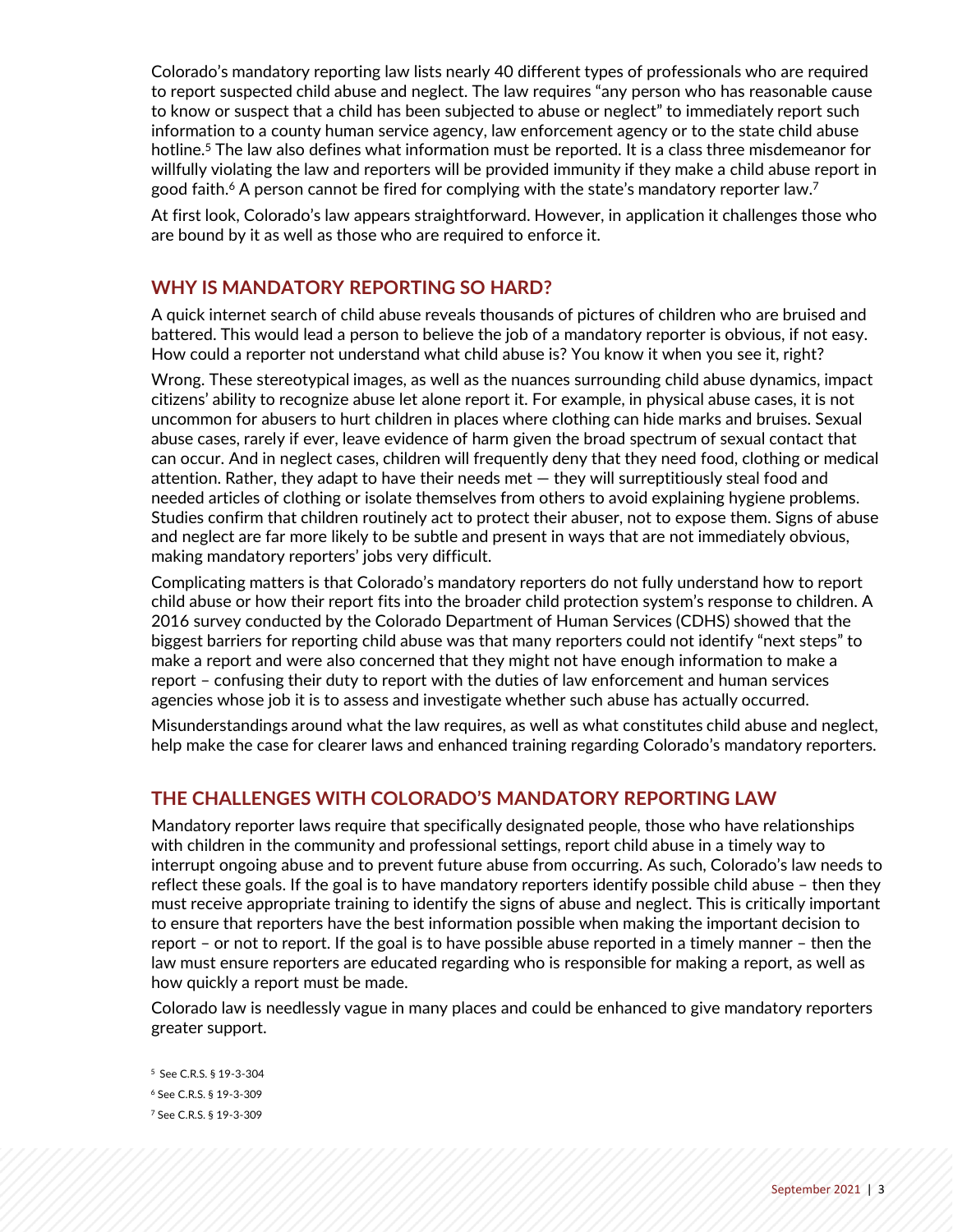Colorado's mandatory reporting law lists nearly 40 different types of professionals who are required to report suspected child abuse and neglect. The law requires "any person who has reasonable cause to know or suspect that a child has been subjected to abuse or neglect" to immediately report such information to a county human service agency, law enforcement agency or to the state child abuse hotline.[5] The law also defines what information must be reported. It is a class three misdemeanor for willfully violating the law and reporters will be provided immunity if they make a child abuse report in good faith.[6] A person cannot be fired for complying with the state's mandatory reporter law.[7]

At first look, Colorado's law appears straightforward. However, in application it challenges those who are bound by it as well as those who are required to enforce it.

## WHY IS MANDATORY REPORTING SO HARD?

A quick internet search of child abuse reveals thousands of pictures of children who are bruised and battered. This would lead a person to believe the job of a mandatory reporter is obvious, if not easy. How could a reporter not understand what child abuse is? You know it when you see it, right?

Wrong. These stereotypical images, as well as the nuances surrounding child abuse dynamics, impact citizens' ability to recognize abuse let alone report it. For example, in physical abuse cases, it is not uncommon for abusers to hurt children in places where clothing can hide marks and bruises. Sexual abuse cases, rarely if ever, leave evidence of harm given the broad spectrum of sexual contact that can occur. And in neglect cases, children will frequently deny that they need food, clothing or medical attention. Rather, they adapt to have their needs met — they will surreptitiously steal food and needed articles of clothing or isolate themselves from others to avoid explaining hygiene problems. Studies confirm that children routinely act to protect their abuser, not to expose them. Signs of abuse and neglect are far more likely to be subtle and present in ways that are not immediately obvious, making mandatory reporters' jobs very difficult.

Complicating matters is that Colorado's mandatory reporters do not fully understand how to report child abuse or how their report fits into the broader child protection system's response to children. A 2016 survey conducted by the Colorado Department of Human Services (CDHS) showed that the biggest barriers for reporting child abuse was that many reporters could not identify "next steps" to make a report and were also concerned that they might not have enough information to make a report – confusing their duty to report with the duties of law enforcement and human services agencies whose job it is to assess and investigate whether such abuse has actually occurred.

Misunderstandings around what the law requires, as well as what constitutes child abuse and neglect, help make the case for clearer laws and enhanced training regarding Colorado's mandatory reporters.

## THE CHALLENGES WITH COLORADO'S MANDATORY REPORTING LAW

Mandatory reporter laws require that specifically designated people, those who have relationships with children in the community and professional settings, report child abuse in a timely way to interrupt ongoing abuse and to prevent future abuse from occurring. As such, Colorado's law needs to reflect these goals. If the goal is to have mandatory reporters identify possible child abuse – then they must receive appropriate training to identify the signs of abuse and neglect. This is critically important to ensure that reporters have the best information possible when making the important decision to report – or not to report. If the goal is to have possible abuse reported in a timely manner – then the law must ensure reporters are educated regarding who is responsible for making a report, as well as how quickly a report must be made.

Colorado law is needlessly vague in many places and could be enhanced to give mandatory reporters greater support.

[5] See C.R.S. § 19-3-304

[6] See C.R.S. § 19-3-309

[7] See C.R.S. § 19-3-309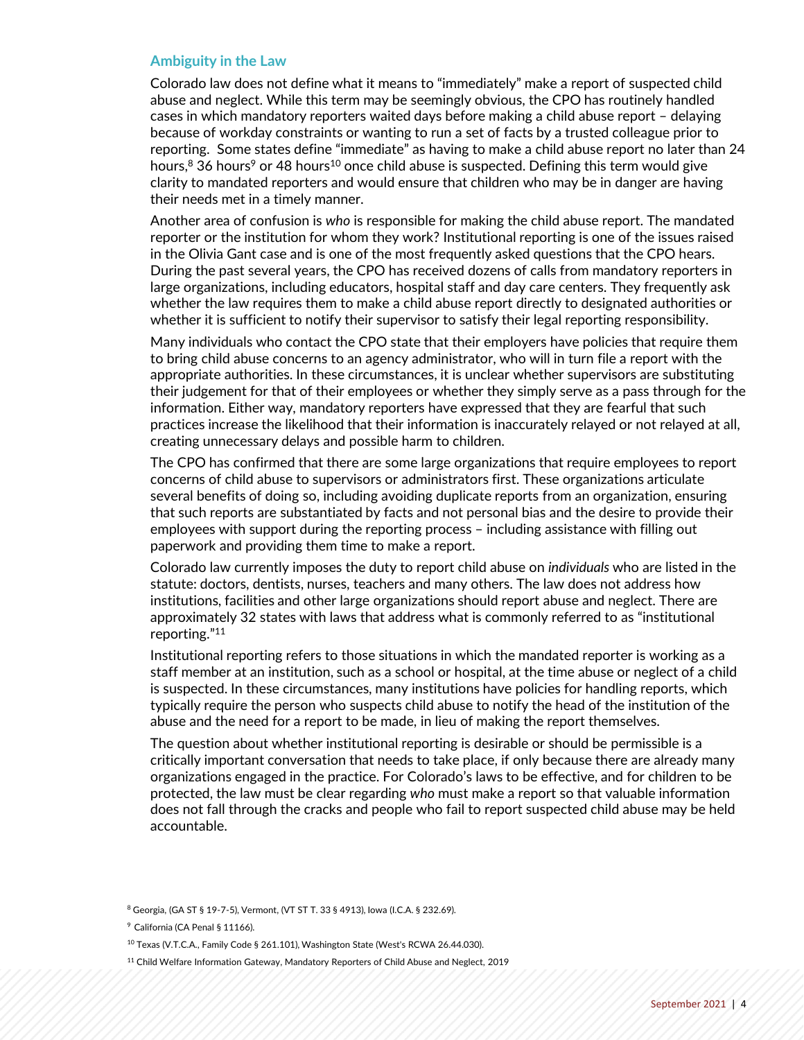### Ambiguity in the Law

Colorado law does not define what it means to "immediately" make a report of suspected child abuse and neglect. While this term may be seemingly obvious, the CPO has routinely handled cases in which mandatory reporters waited days before making a child abuse report – delaying because of workday constraints or wanting to run a set of facts by a trusted colleague prior to reporting. Some states define "immediate" as having to make a child abuse report no later than 24 hours,[8] 36 hours[9] or 48 hours[10] once child abuse is suspected. Defining this term would give clarity to mandated reporters and would ensure that children who may be in danger are having their needs met in a timely manner.

Another area of confusion is *who* is responsible for making the child abuse report. The mandated reporter or the institution for whom they work? Institutional reporting is one of the issues raised in the Olivia Gant case and is one of the most frequently asked questions that the CPO hears. During the past several years, the CPO has received dozens of calls from mandatory reporters in large organizations, including educators, hospital staff and day care centers. They frequently ask whether the law requires them to make a child abuse report directly to designated authorities or whether it is sufficient to notify their supervisor to satisfy their legal reporting responsibility.

Many individuals who contact the CPO state that their employers have policies that require them to bring child abuse concerns to an agency administrator, who will in turn file a report with the appropriate authorities. In these circumstances, it is unclear whether supervisors are substituting their judgement for that of their employees or whether they simply serve as a pass through for the information. Either way, mandatory reporters have expressed that they are fearful that such practices increase the likelihood that their information is inaccurately relayed or not relayed at all, creating unnecessary delays and possible harm to children.

The CPO has confirmed that there are some large organizations that require employees to report concerns of child abuse to supervisors or administrators first. These organizations articulate several benefits of doing so, including avoiding duplicate reports from an organization, ensuring that such reports are substantiated by facts and not personal bias and the desire to provide their employees with support during the reporting process – including assistance with filling out paperwork and providing them time to make a report.

Colorado law currently imposes the duty to report child abuse on *individuals* who are listed in the statute: doctors, dentists, nurses, teachers and many others. The law does not address how institutions, facilities and other large organizations should report abuse and neglect. There are approximately 32 states with laws that address what is commonly referred to as "institutional reporting."[11]

Institutional reporting refers to those situations in which the mandated reporter is working as a staff member at an institution, such as a school or hospital, at the time abuse or neglect of a child is suspected. In these circumstances, many institutions have policies for handling reports, which typically require the person who suspects child abuse to notify the head of the institution of the abuse and the need for a report to be made, in lieu of making the report themselves.

The question about whether institutional reporting is desirable or should be permissible is a critically important conversation that needs to take place, if only because there are already many organizations engaged in the practice. For Colorado's laws to be effective, and for children to be protected, the law must be clear regarding *who* must make a report so that valuable information does not fall through the cracks and people who fail to report suspected child abuse may be held accountable.

[8] Georgia, (GA ST § 19-7-5), Vermont, (VT ST T. 33 § 4913), Iowa (I.C.A. § 232.69).

[9] California (CA Penal § 11166).

[10] Texas (V.T.C.A., Family Code § 261.101), Washington State (West's RCWA 26.44.030).

[11] Child Welfare Information Gateway, Mandatory Reporters of Child Abuse and Neglect, 2019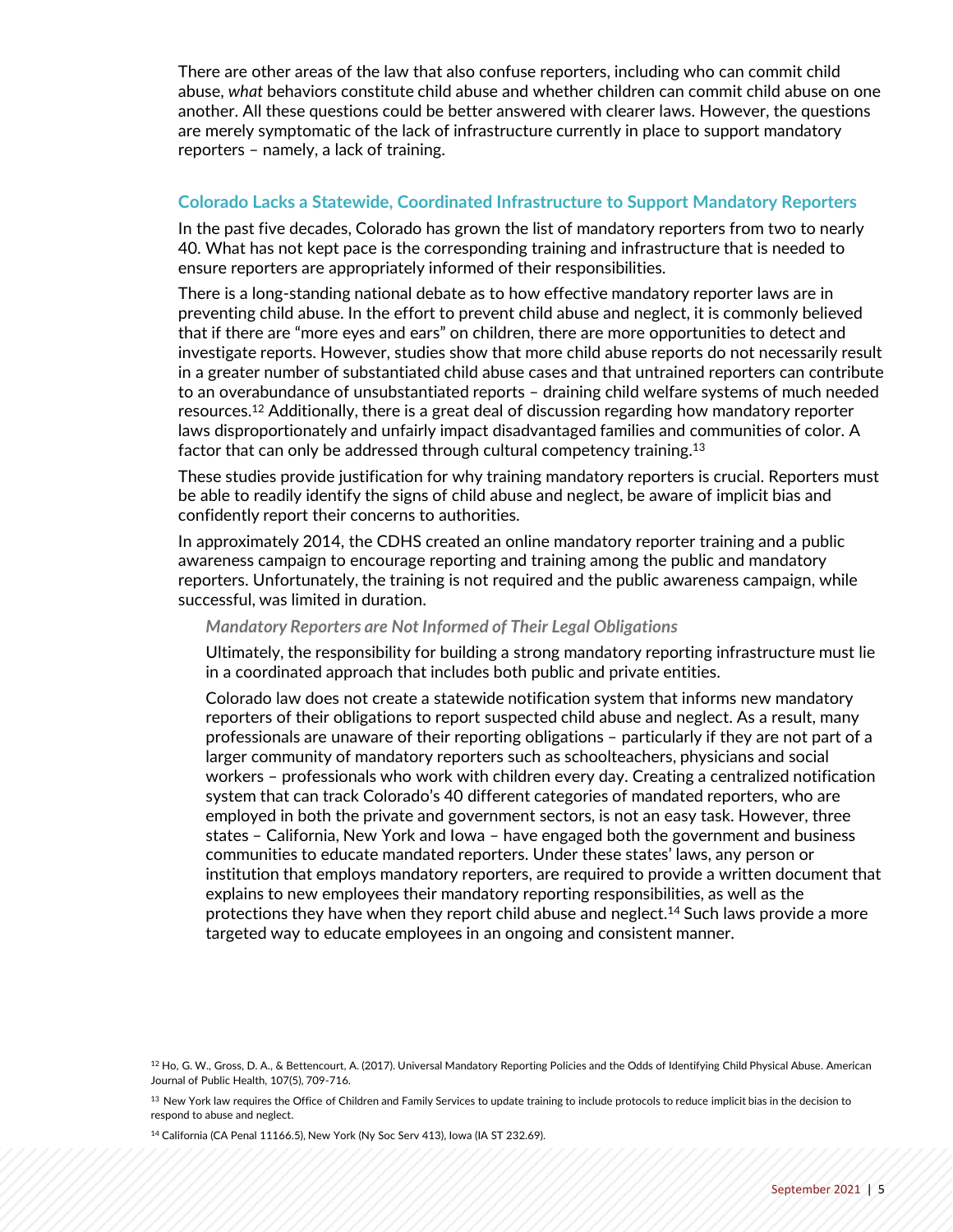There are other areas of the law that also confuse reporters, including who can commit child abuse, *what* behaviors constitute child abuse and whether children can commit child abuse on one another. All these questions could be better answered with clearer laws. However, the questions are merely symptomatic of the lack of infrastructure currently in place to support mandatory reporters – namely, a lack of training.

## Colorado Lacks a Statewide, Coordinated Infrastructure to Support Mandatory Reporters

In the past five decades, Colorado has grown the list of mandatory reporters from two to nearly 40. What has not kept pace is the corresponding training and infrastructure that is needed to ensure reporters are appropriately informed of their responsibilities.

There is a long-standing national debate as to how effective mandatory reporter laws are in preventing child abuse. In the effort to prevent child abuse and neglect, it is commonly believed that if there are "more eyes and ears" on children, there are more opportunities to detect and investigate reports. However, studies show that more child abuse reports do not necessarily result in a greater number of substantiated child abuse cases and that untrained reporters can contribute to an overabundance of unsubstantiated reports – draining child welfare systems of much needed resources.[12] Additionally, there is a great deal of discussion regarding how mandatory reporter laws disproportionately and unfairly impact disadvantaged families and communities of color. A factor that can only be addressed through cultural competency training.[13]

These studies provide justification for why training mandatory reporters is crucial. Reporters must be able to readily identify the signs of child abuse and neglect, be aware of implicit bias and confidently report their concerns to authorities.

In approximately 2014, the CDHS created an online mandatory reporter training and a public awareness campaign to encourage reporting and training among the public and mandatory reporters. Unfortunately, the training is not required and the public awareness campaign, while successful, was limited in duration.

### *Mandatory Reporters are Not Informed of Their Legal Obligations*

Ultimately, the responsibility for building a strong mandatory reporting infrastructure must lie in a coordinated approach that includes both public and private entities.

Colorado law does not create a statewide notification system that informs new mandatory reporters of their obligations to report suspected child abuse and neglect. As a result, many professionals are unaware of their reporting obligations – particularly if they are not part of a larger community of mandatory reporters such as schoolteachers, physicians and social workers – professionals who work with children every day. Creating a centralized notification system that can track Colorado's 40 different categories of mandated reporters, who are employed in both the private and government sectors, is not an easy task. However, three states – California, New York and Iowa – have engaged both the government and business communities to educate mandated reporters. Under these states' laws, any person or institution that employs mandatory reporters, are required to provide a written document that explains to new employees their mandatory reporting responsibilities, as well as the protections they have when they report child abuse and neglect.[14] Such laws provide a more targeted way to educate employees in an ongoing and consistent manner.

---

[12] Ho, G. W., Gross, D. A., & Bettencourt, A. (2017). Universal Mandatory Reporting Policies and the Odds of Identifying Child Physical Abuse. American Journal of Public Health, 107(5), 709-716.

[13] New York law requires the Office of Children and Family Services to update training to include protocols to reduce implicit bias in the decision to respond to abuse and neglect.

[14] California (CA Penal 11166.5), New York (Ny Soc Serv 413), Iowa (IA ST 232.69).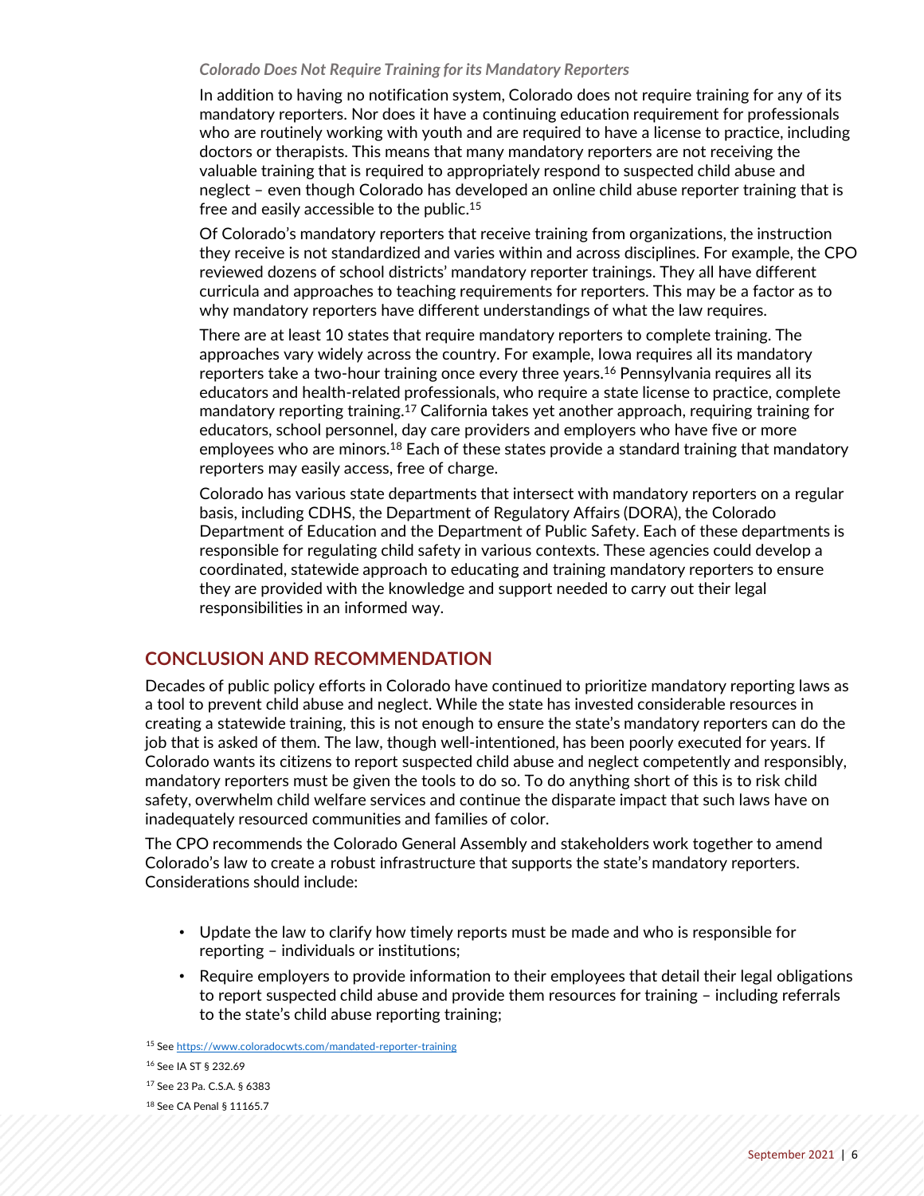*Colorado Does Not Require Training for its Mandatory Reporters*

In addition to having no notification system, Colorado does not require training for any of its mandatory reporters. Nor does it have a continuing education requirement for professionals who are routinely working with youth and are required to have a license to practice, including doctors or therapists. This means that many mandatory reporters are not receiving the valuable training that is required to appropriately respond to suspected child abuse and neglect – even though Colorado has developed an online child abuse reporter training that is free and easily accessible to the public.[15]

Of Colorado's mandatory reporters that receive training from organizations, the instruction they receive is not standardized and varies within and across disciplines. For example, the CPO reviewed dozens of school districts' mandatory reporter trainings. They all have different curricula and approaches to teaching requirements for reporters. This may be a factor as to why mandatory reporters have different understandings of what the law requires.

There are at least 10 states that require mandatory reporters to complete training. The approaches vary widely across the country. For example, Iowa requires all its mandatory reporters take a two-hour training once every three years.[16] Pennsylvania requires all its educators and health-related professionals, who require a state license to practice, complete mandatory reporting training.[17] California takes yet another approach, requiring training for educators, school personnel, day care providers and employers who have five or more employees who are minors.[18] Each of these states provide a standard training that mandatory reporters may easily access, free of charge.

Colorado has various state departments that intersect with mandatory reporters on a regular basis, including CDHS, the Department of Regulatory Affairs (DORA), the Colorado Department of Education and the Department of Public Safety. Each of these departments is responsible for regulating child safety in various contexts. These agencies could develop a coordinated, statewide approach to educating and training mandatory reporters to ensure they are provided with the knowledge and support needed to carry out their legal responsibilities in an informed way.

## CONCLUSION AND RECOMMENDATION

Decades of public policy efforts in Colorado have continued to prioritize mandatory reporting laws as a tool to prevent child abuse and neglect. While the state has invested considerable resources in creating a statewide training, this is not enough to ensure the state's mandatory reporters can do the job that is asked of them. The law, though well-intentioned, has been poorly executed for years. If Colorado wants its citizens to report suspected child abuse and neglect competently and responsibly, mandatory reporters must be given the tools to do so. To do anything short of this is to risk child safety, overwhelm child welfare services and continue the disparate impact that such laws have on inadequately resourced communities and families of color.

The CPO recommends the Colorado General Assembly and stakeholders work together to amend Colorado's law to create a robust infrastructure that supports the state's mandatory reporters. Considerations should include:

- Update the law to clarify how timely reports must be made and who is responsible for reporting – individuals or institutions;
- Require employers to provide information to their employees that detail their legal obligations to report suspected child abuse and provide them resources for training – including referrals to the state's child abuse reporting training;

[15] See https://www.coloradocwts.com/mandated-reporter-training

[16] See IA ST § 232.69

[17] See 23 Pa. C.S.A. § 6383

[18] See CA Penal § 11165.7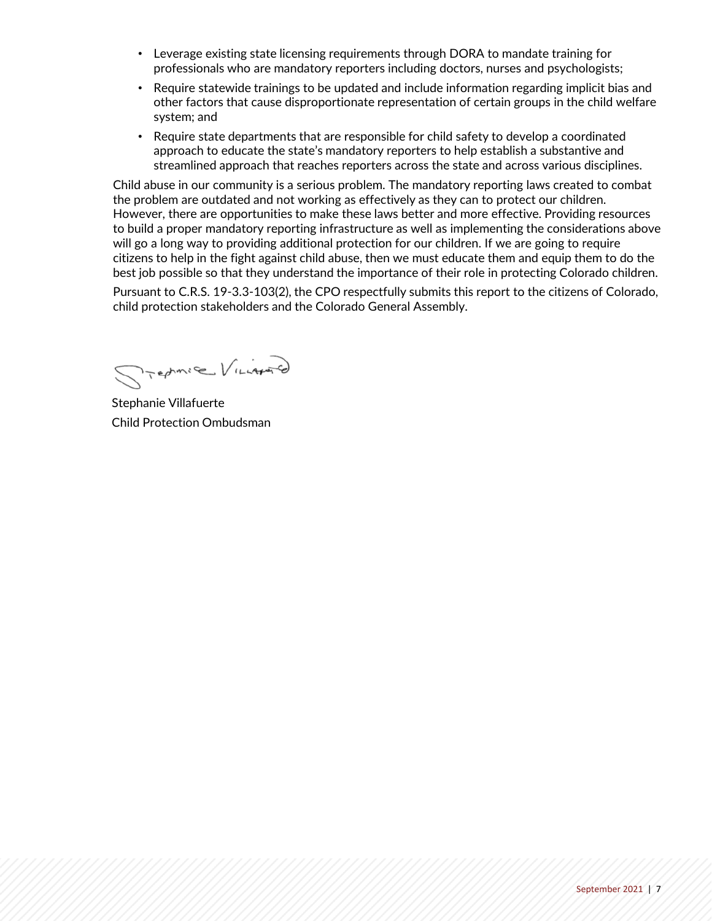- Leverage existing state licensing requirements through DORA to mandate training for professionals who are mandatory reporters including doctors, nurses and psychologists;
- Require statewide trainings to be updated and include information regarding implicit bias and other factors that cause disproportionate representation of certain groups in the child welfare system; and
- Require state departments that are responsible for child safety to develop a coordinated approach to educate the state's mandatory reporters to help establish a substantive and streamlined approach that reaches reporters across the state and across various disciplines.

Child abuse in our community is a serious problem. The mandatory reporting laws created to combat the problem are outdated and not working as effectively as they can to protect our children. However, there are opportunities to make these laws better and more effective. Providing resources to build a proper mandatory reporting infrastructure as well as implementing the considerations above will go a long way to providing additional protection for our children. If we are going to require citizens to help in the fight against child abuse, then we must educate them and equip them to do the best job possible so that they understand the importance of their role in protecting Colorado children.

Pursuant to C.R.S. 19-3.3-103(2), the CPO respectfully submits this report to the citizens of Colorado, child protection stakeholders and the Colorado General Assembly.

Stephanie Villafuerte
Child Protection Ombudsman